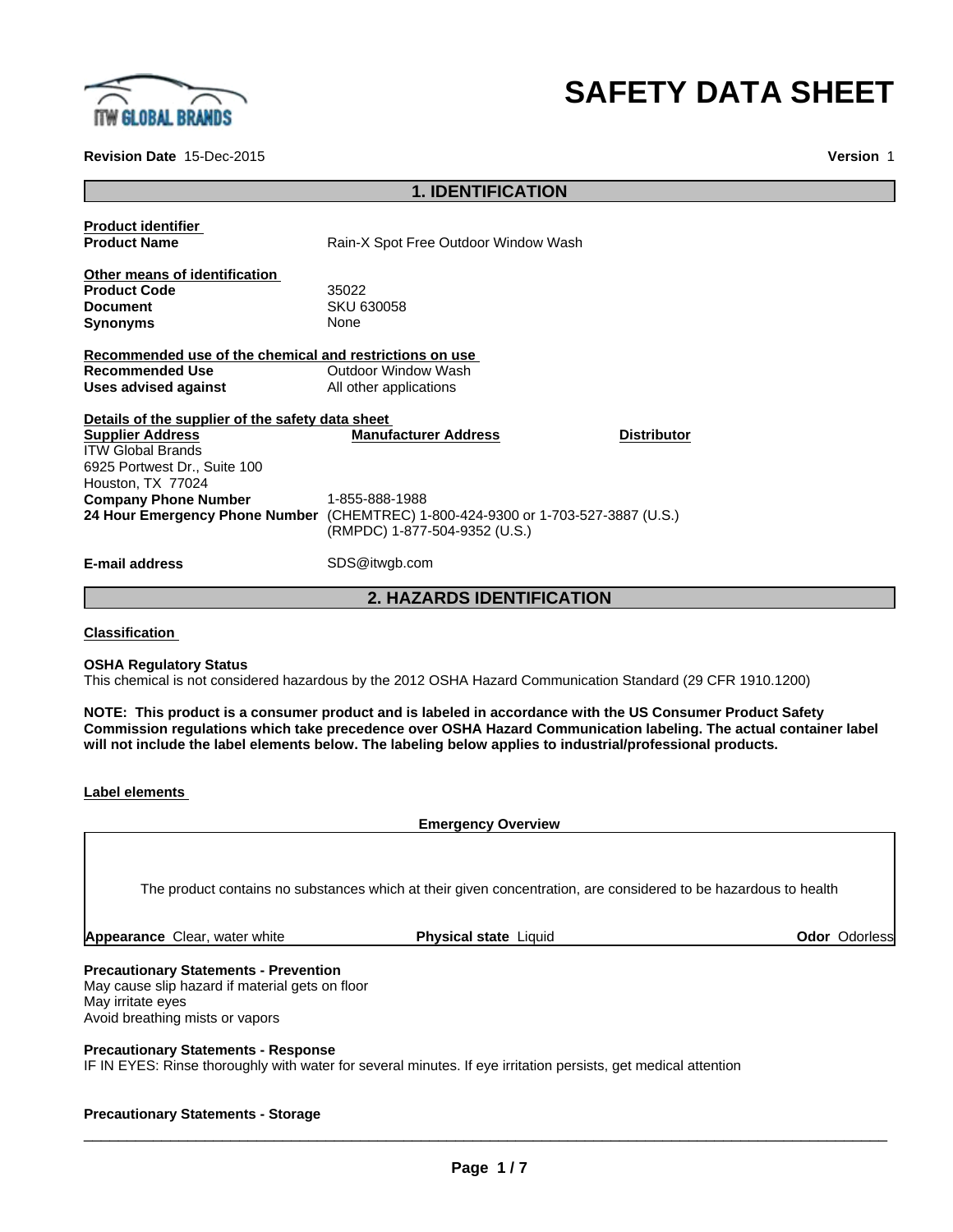# SAFETY DATA SHEET

**Revision Date** 15-Dec-2015 **Version** 1

## 1. IDENTIFICATION

**Product identifier**

| | |
|---|---|
| **Product Name** | Rain-X Spot Free Outdoor Window Wash |

**Other means of identification**

| | |
|---|---|
| **Product Code** | 35022 |
| **Document** | SKU 630058 |
| **Synonyms** | None |

**Recommended use of the chemical and restrictions on use**

| | |
|---|---|
| **Recommended Use** | Outdoor Window Wash |
| **Uses advised against** | All other applications |

**Details of the supplier of the safety data sheet**

| **Supplier Address** | **Manufacturer Address** | **Distributor** |
|---|---|---|
| ITW Global Brands<br>6925 Portwest Dr., Suite 100<br>Houston, TX 77024 | | |

| | |
|---|---|
| **Company Phone Number** | 1-855-888-1988 |
| **24 Hour Emergency Phone Number** | (CHEMTREC) 1-800-424-9300 or 1-703-527-3887 (U.S.)<br>(RMPDC) 1-877-504-9352 (U.S.) |
| **E-mail address** | SDS@itwgb.com |

## 2. HAZARDS IDENTIFICATION

**Classification**

**OSHA Regulatory Status**

This chemical is not considered hazardous by the 2012 OSHA Hazard Communication Standard (29 CFR 1910.1200)

**NOTE: This product is a consumer product and is labeled in accordance with the US Consumer Product Safety Commission regulations which take precedence over OSHA Hazard Communication labeling. The actual container label will not include the label elements below. The labeling below applies to industrial/professional products.**

**Label elements**

**Emergency Overview**

The product contains no substances which at their given concentration, are considered to be hazardous to health

| **Appearance** Clear, water white | **Physical state** Liquid | **Odor** Odorless |
|---|---|---|

**Precautionary Statements - Prevention**

May cause slip hazard if material gets on floor
May irritate eyes
Avoid breathing mists or vapors

**Precautionary Statements - Response**

IF IN EYES: Rinse thoroughly with water for several minutes. If eye irritation persists, get medical attention

**Precautionary Statements - Storage**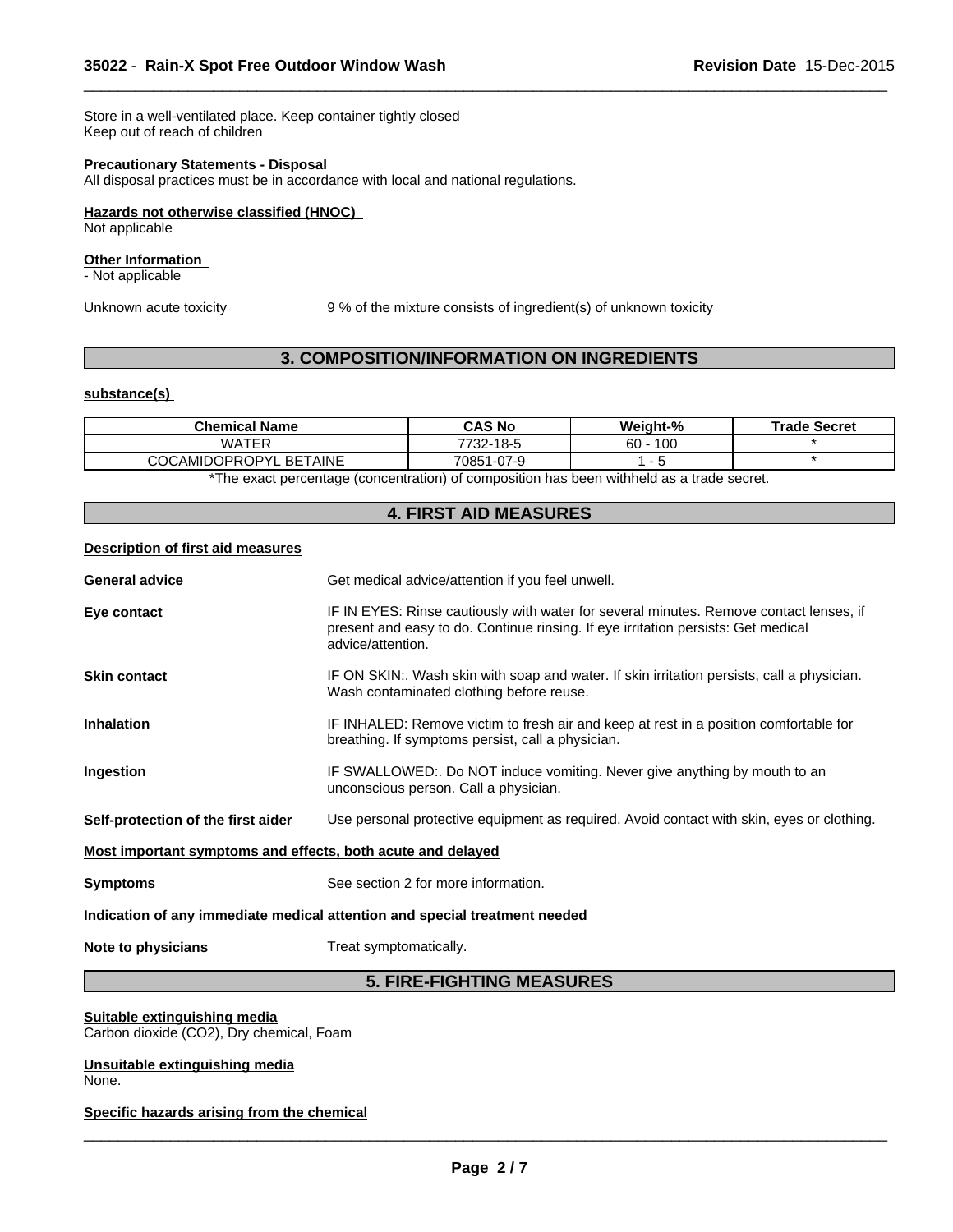Store in a well-ventilated place. Keep container tightly closed
Keep out of reach of children

**Precautionary Statements - Disposal**
All disposal practices must be in accordance with local and national regulations.

**Hazards not otherwise classified (HNOC)**
Not applicable

**Other Information**
- Not applicable

Unknown acute toxicity 9 % of the mixture consists of ingredient(s) of unknown toxicity

## 3. COMPOSITION/INFORMATION ON INGREDIENTS

**substance(s)**

| Chemical Name | CAS No | Weight-% | Trade Secret |
|---|---|---|---|
| WATER | 7732-18-5 | 60 - 100 | * |
| COCAMIDOPROPYL BETAINE | 70851-07-9 | 1 - 5 | * |

*The exact percentage (concentration) of composition has been withheld as a trade secret.

## 4. FIRST AID MEASURES

**Description of first aid measures**

**General advice** Get medical advice/attention if you feel unwell.

**Eye contact** IF IN EYES: Rinse cautiously with water for several minutes. Remove contact lenses, if present and easy to do. Continue rinsing. If eye irritation persists: Get medical advice/attention.

**Skin contact** IF ON SKIN:. Wash skin with soap and water. If skin irritation persists, call a physician. Wash contaminated clothing before reuse.

**Inhalation** IF INHALED: Remove victim to fresh air and keep at rest in a position comfortable for breathing. If symptoms persist, call a physician.

**Ingestion** IF SWALLOWED:. Do NOT induce vomiting. Never give anything by mouth to an unconscious person. Call a physician.

**Self-protection of the first aider** Use personal protective equipment as required. Avoid contact with skin, eyes or clothing.

**Most important symptoms and effects, both acute and delayed**

**Symptoms** See section 2 for more information.

**Indication of any immediate medical attention and special treatment needed**

**Note to physicians** Treat symptomatically.

## 5. FIRE-FIGHTING MEASURES

**Suitable extinguishing media**
Carbon dioxide ($CO_2$), Dry chemical, Foam

**Unsuitable extinguishing media**
None.

**Specific hazards arising from the chemical**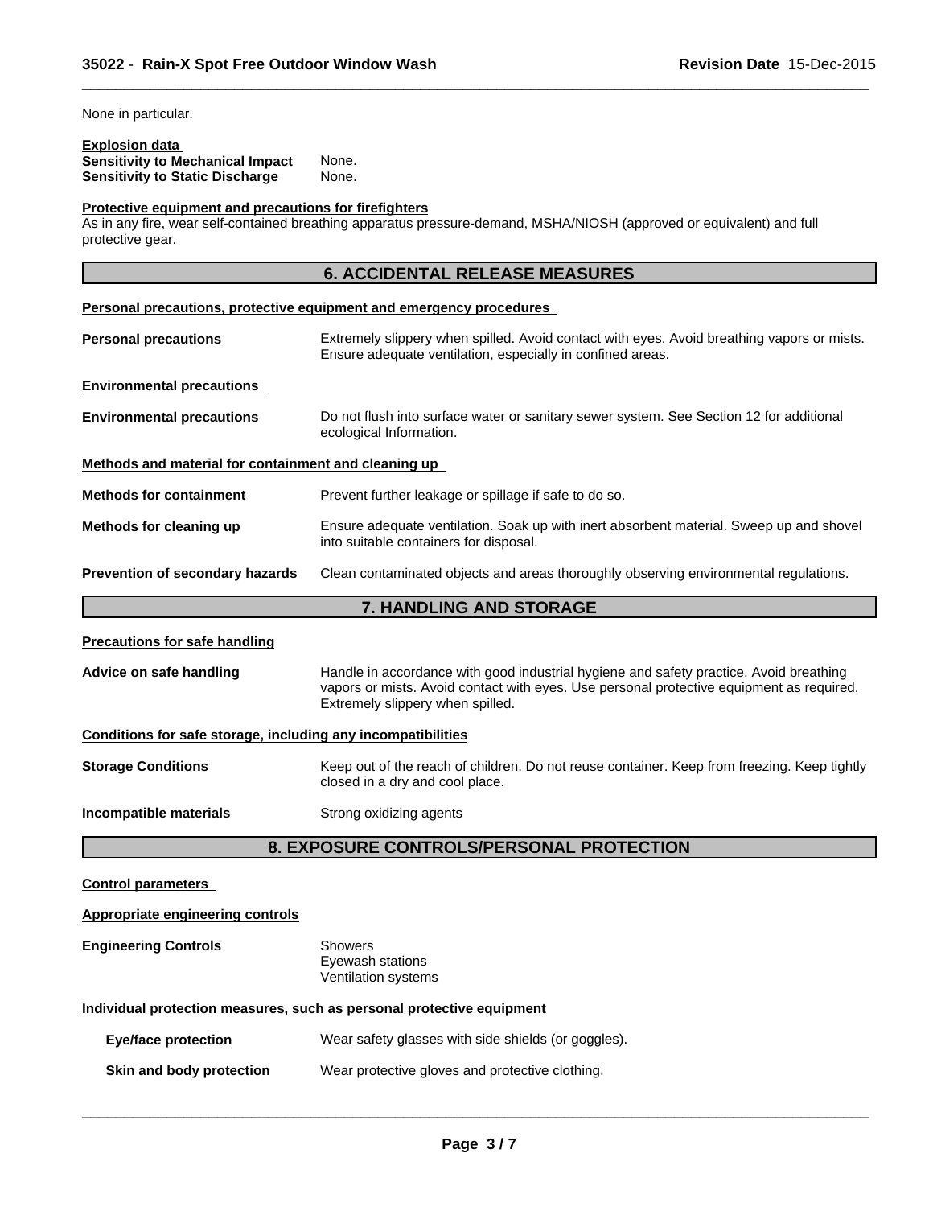None in particular.

**Explosion data**

**Sensitivity to Mechanical Impact** None.
**Sensitivity to Static Discharge** None.

**Protective equipment and precautions for firefighters**

As in any fire, wear self-contained breathing apparatus pressure-demand, MSHA/NIOSH (approved or equivalent) and full protective gear.

## 6. ACCIDENTAL RELEASE MEASURES

**Personal precautions, protective equipment and emergency procedures**

**Personal precautions** Extremely slippery when spilled. Avoid contact with eyes. Avoid breathing vapors or mists. Ensure adequate ventilation, especially in confined areas.

**Environmental precautions**

**Environmental precautions** Do not flush into surface water or sanitary sewer system. See Section 12 for additional ecological Information.

**Methods and material for containment and cleaning up**

**Methods for containment** Prevent further leakage or spillage if safe to do so.

**Methods for cleaning up** Ensure adequate ventilation. Soak up with inert absorbent material. Sweep up and shovel into suitable containers for disposal.

**Prevention of secondary hazards** Clean contaminated objects and areas thoroughly observing environmental regulations.

## 7. HANDLING AND STORAGE

**Precautions for safe handling**

**Advice on safe handling** Handle in accordance with good industrial hygiene and safety practice. Avoid breathing vapors or mists. Avoid contact with eyes. Use personal protective equipment as required. Extremely slippery when spilled.

**Conditions for safe storage, including any incompatibilities**

**Storage Conditions** Keep out of the reach of children. Do not reuse container. Keep from freezing. Keep tightly closed in a dry and cool place.

**Incompatible materials** Strong oxidizing agents

## 8. EXPOSURE CONTROLS/PERSONAL PROTECTION

**Control parameters**

**Appropriate engineering controls**

**Engineering Controls** Showers
Eyewash stations
Ventilation systems

**Individual protection measures, such as personal protective equipment**

**Eye/face protection** Wear safety glasses with side shields (or goggles).

**Skin and body protection** Wear protective gloves and protective clothing.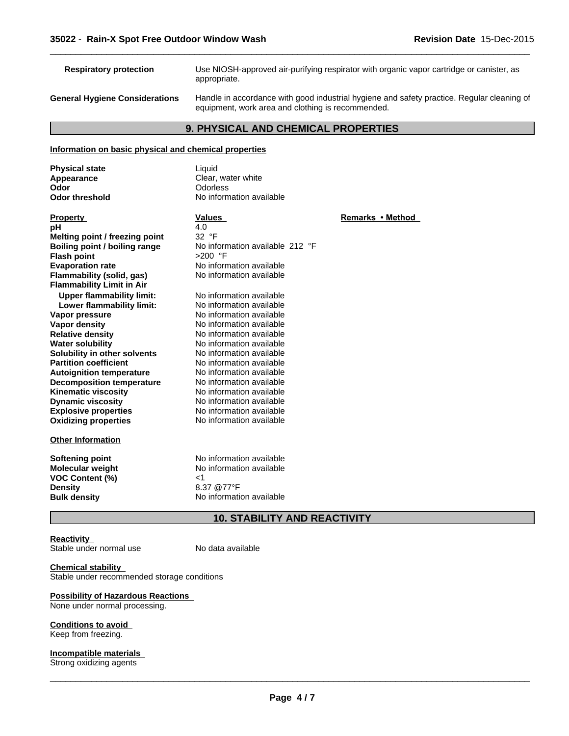| | |
|---|---|
| **Respiratory protection** | Use NIOSH-approved air-purifying respirator with organic vapor cartridge or canister, as appropriate. |
| **General Hygiene Considerations** | Handle in accordance with good industrial hygiene and safety practice. Regular cleaning of equipment, work area and clothing is recommended. |

## 9. PHYSICAL AND CHEMICAL PROPERTIES

**Information on basic physical and chemical properties**

| | |
|---|---|
| **Physical state** | Liquid |
| **Appearance** | Clear, water white |
| **Odor** | Odorless |
| **Odor threshold** | No information available |

| **Property** | **Values** | **Remarks • Method** |
|---|---|---|
| **pH** | 4.0 | |
| **Melting point / freezing point** | 32 °F | |
| **Boiling point / boiling range** | No information available 212 °F | |
| **Flash point** | >200 °F | |
| **Evaporation rate** | No information available | |
| **Flammability (solid, gas)** | No information available | |
| **Flammability Limit in Air** | | |
| **Upper flammability limit:** | No information available | |
| **Lower flammability limit:** | No information available | |
| **Vapor pressure** | No information available | |
| **Vapor density** | No information available | |
| **Relative density** | No information available | |
| **Water solubility** | No information available | |
| **Solubility in other solvents** | No information available | |
| **Partition coefficient** | No information available | |
| **Autoignition temperature** | No information available | |
| **Decomposition temperature** | No information available | |
| **Kinematic viscosity** | No information available | |
| **Dynamic viscosity** | No information available | |
| **Explosive properties** | No information available | |
| **Oxidizing properties** | No information available | |

**Other Information**

| | |
|---|---|
| **Softening point** | No information available |
| **Molecular weight** | No information available |
| **VOC Content (%)** | <1 |
| **Density** | 8.37 @77°F |
| **Bulk density** | No information available |

## 10. STABILITY AND REACTIVITY

**Reactivity**

Stable under normal use No data available

**Chemical stability**

Stable under recommended storage conditions

**Possibility of Hazardous Reactions**

None under normal processing.

**Conditions to avoid**

Keep from freezing.

**Incompatible materials**

Strong oxidizing agents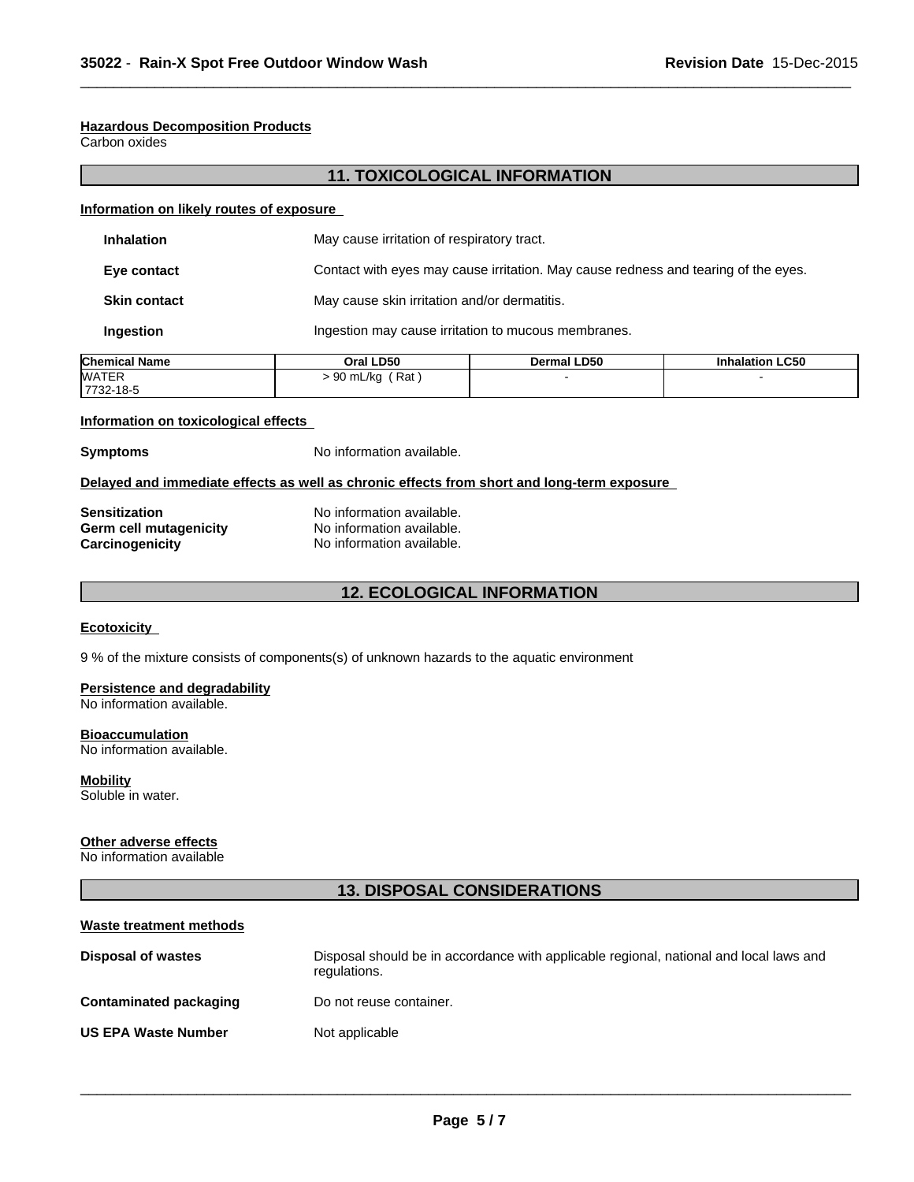**Hazardous Decomposition Products**
Carbon oxides

## 11. TOXICOLOGICAL INFORMATION

**Information on likely routes of exposure**

| | |
|---|---|
| **Inhalation** | May cause irritation of respiratory tract. |
| **Eye contact** | Contact with eyes may cause irritation. May cause redness and tearing of the eyes. |
| **Skin contact** | May cause skin irritation and/or dermatitis. |
| **Ingestion** | Ingestion may cause irritation to mucous membranes. |

| Chemical Name | Oral LD50 | Dermal LD50 | Inhalation LC50 |
|---|---|---|---|
| WATER<br>7732-18-5 | > 90 mL/kg ( Rat ) | - | - |

**Information on toxicological effects**

**Symptoms** No information available.

**Delayed and immediate effects as well as chronic effects from short and long-term exposure**

| | |
|---|---|
| **Sensitization** | No information available. |
| **Germ cell mutagenicity** | No information available. |
| **Carcinogenicity** | No information available. |

## 12. ECOLOGICAL INFORMATION

**Ecotoxicity**

9 % of the mixture consists of components(s) of unknown hazards to the aquatic environment

**Persistence and degradability**
No information available.

**Bioaccumulation**
No information available.

**Mobility**
Soluble in water.

**Other adverse effects**
No information available

## 13. DISPOSAL CONSIDERATIONS

**Waste treatment methods**

| | |
|---|---|
| **Disposal of wastes** | Disposal should be in accordance with applicable regional, national and local laws and regulations. |
| **Contaminated packaging** | Do not reuse container. |
| **US EPA Waste Number** | Not applicable |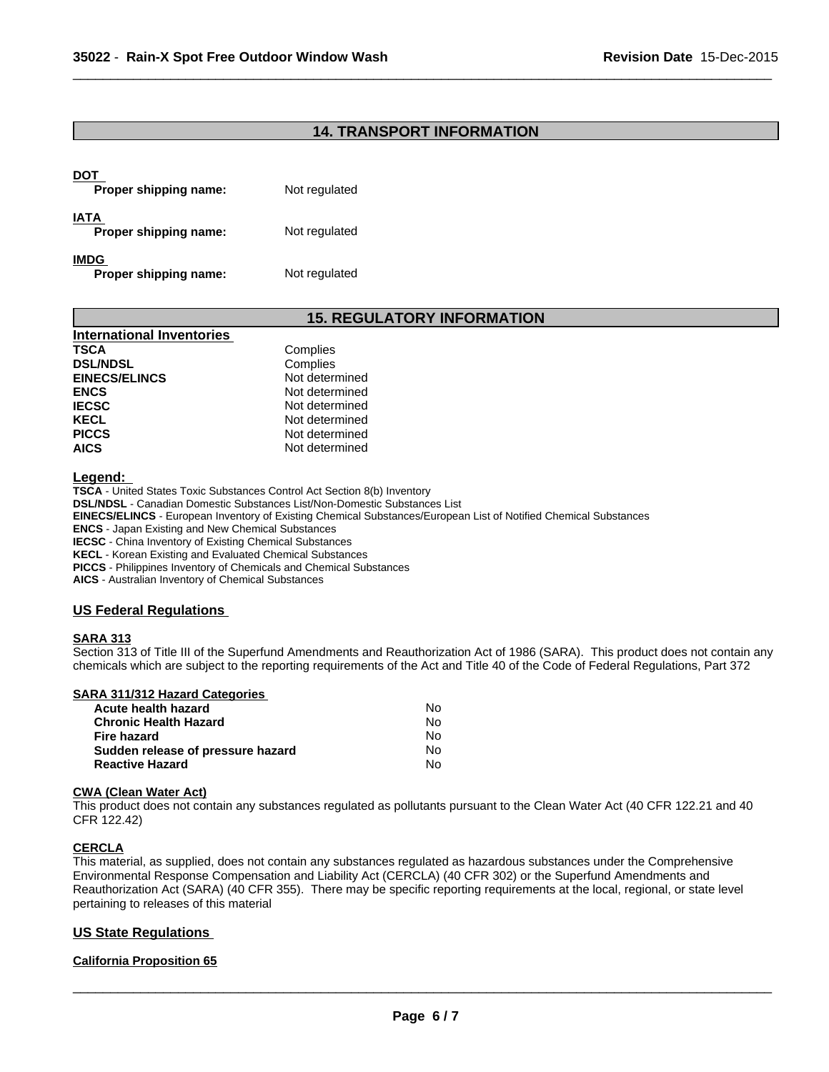## 14. TRANSPORT INFORMATION

**DOT**

| | |
|---|---|
| **Proper shipping name:** | Not regulated |

**IATA**

| | |
|---|---|
| **Proper shipping name:** | Not regulated |

**IMDG**

| | |
|---|---|
| **Proper shipping name:** | Not regulated |

## 15. REGULATORY INFORMATION

**International Inventories**

| | |
|---|---|
| **TSCA** | Complies |
| **DSL/NDSL** | Complies |
| **EINECS/ELINCS** | Not determined |
| **ENCS** | Not determined |
| **IECSC** | Not determined |
| **KECL** | Not determined |
| **PICCS** | Not determined |
| **AICS** | Not determined |

**Legend:**

**TSCA** - United States Toxic Substances Control Act Section 8(b) Inventory
**DSL/NDSL** - Canadian Domestic Substances List/Non-Domestic Substances List
**EINECS/ELINCS** - European Inventory of Existing Chemical Substances/European List of Notified Chemical Substances
**ENCS** - Japan Existing and New Chemical Substances
**IECSC** - China Inventory of Existing Chemical Substances
**KECL** - Korean Existing and Evaluated Chemical Substances
**PICCS** - Philippines Inventory of Chemicals and Chemical Substances
**AICS** - Australian Inventory of Chemical Substances

### US Federal Regulations

**SARA 313**

Section 313 of Title III of the Superfund Amendments and Reauthorization Act of 1986 (SARA). This product does not contain any chemicals which are subject to the reporting requirements of the Act and Title 40 of the Code of Federal Regulations, Part 372

**SARA 311/312 Hazard Categories**

| | |
|---|---|
| **Acute health hazard** | No |
| **Chronic Health Hazard** | No |
| **Fire hazard** | No |
| **Sudden release of pressure hazard** | No |
| **Reactive Hazard** | No |

**CWA (Clean Water Act)**

This product does not contain any substances regulated as pollutants pursuant to the Clean Water Act (40 CFR 122.21 and 40 CFR 122.42)

**CERCLA**

This material, as supplied, does not contain any substances regulated as hazardous substances under the Comprehensive Environmental Response Compensation and Liability Act (CERCLA) (40 CFR 302) or the Superfund Amendments and Reauthorization Act (SARA) (40 CFR 355). There may be specific reporting requirements at the local, regional, or state level pertaining to releases of this material

### US State Regulations

**California Proposition 65**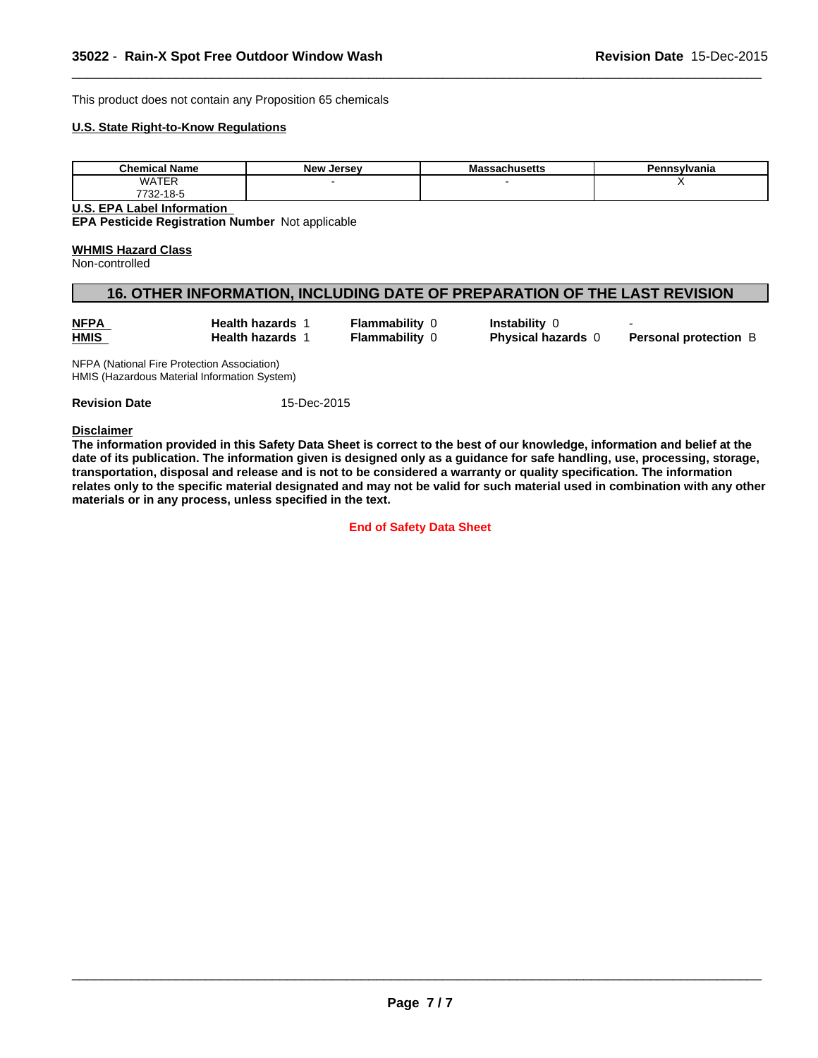This product does not contain any Proposition 65 chemicals

**U.S. State Right-to-Know Regulations**

| Chemical Name | New Jersey | Massachusetts | Pennsylvania |
|---|---|---|---|
| WATER<br>7732-18-5 | - | - | X |

**U.S. EPA Label Information**

**EPA Pesticide Registration Number** Not applicable

**WHMIS Hazard Class**

Non-controlled

## 16. OTHER INFORMATION, INCLUDING DATE OF PREPARATION OF THE LAST REVISION

| | | | | |
|---|---|---|---|---|
| **NFPA** | **Health hazards** 1 | **Flammability** 0 | **Instability** 0 | - |
| **HMIS** | **Health hazards** 1 | **Flammability** 0 | **Physical hazards** 0 | **Personal protection** B |

NFPA (National Fire Protection Association)
HMIS (Hazardous Material Information System)

**Revision Date** 15-Dec-2015

**Disclaimer**

**The information provided in this Safety Data Sheet is correct to the best of our knowledge, information and belief at the date of its publication. The information given is designed only as a guidance for safe handling, use, processing, storage, transportation, disposal and release and is not to be considered a warranty or quality specification. The information relates only to the specific material designated and may not be valid for such material used in combination with any other materials or in any process, unless specified in the text.**

**End of Safety Data Sheet**